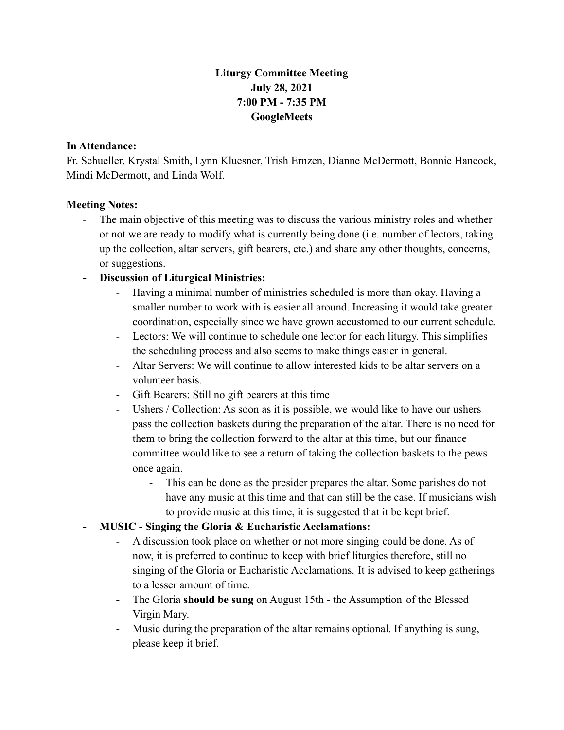# Liturgy Committee Meeting
## July 28, 2021
## 7:00 PM - 7:35 PM
## GoogleMeets

**In Attendance:**
Fr. Schueller, Krystal Smith, Lynn Kluesner, Trish Ernzen, Dianne McDermott, Bonnie Hancock, Mindi McDermott, and Linda Wolf.

**Meeting Notes:**

- The main objective of this meeting was to discuss the various ministry roles and whether or not we are ready to modify what is currently being done (i.e. number of lectors, taking up the collection, altar servers, gift bearers, etc.) and share any other thoughts, concerns, or suggestions.
- **Discussion of Liturgical Ministries:**
  - Having a minimal number of ministries scheduled is more than okay. Having a smaller number to work with is easier all around. Increasing it would take greater coordination, especially since we have grown accustomed to our current schedule.
  - Lectors: We will continue to schedule one lector for each liturgy. This simplifies the scheduling process and also seems to make things easier in general.
  - Altar Servers: We will continue to allow interested kids to be altar servers on a volunteer basis.
  - Gift Bearers: Still no gift bearers at this time
  - Ushers / Collection: As soon as it is possible, we would like to have our ushers pass the collection baskets during the preparation of the altar. There is no need for them to bring the collection forward to the altar at this time, but our finance committee would like to see a return of taking the collection baskets to the pews once again.
    - This can be done as the presider prepares the altar. Some parishes do not have any music at this time and that can still be the case. If musicians wish to provide music at this time, it is suggested that it be kept brief.
- **MUSIC - Singing the Gloria & Eucharistic Acclamations:**
  - A discussion took place on whether or not more singing could be done. As of now, it is preferred to continue to keep with brief liturgies therefore, still no singing of the Gloria or Eucharistic Acclamations. It is advised to keep gatherings to a lesser amount of time.
  - The Gloria **should be sung** on August 15th - the Assumption of the Blessed Virgin Mary.
  - Music during the preparation of the altar remains optional. If anything is sung, please keep it brief.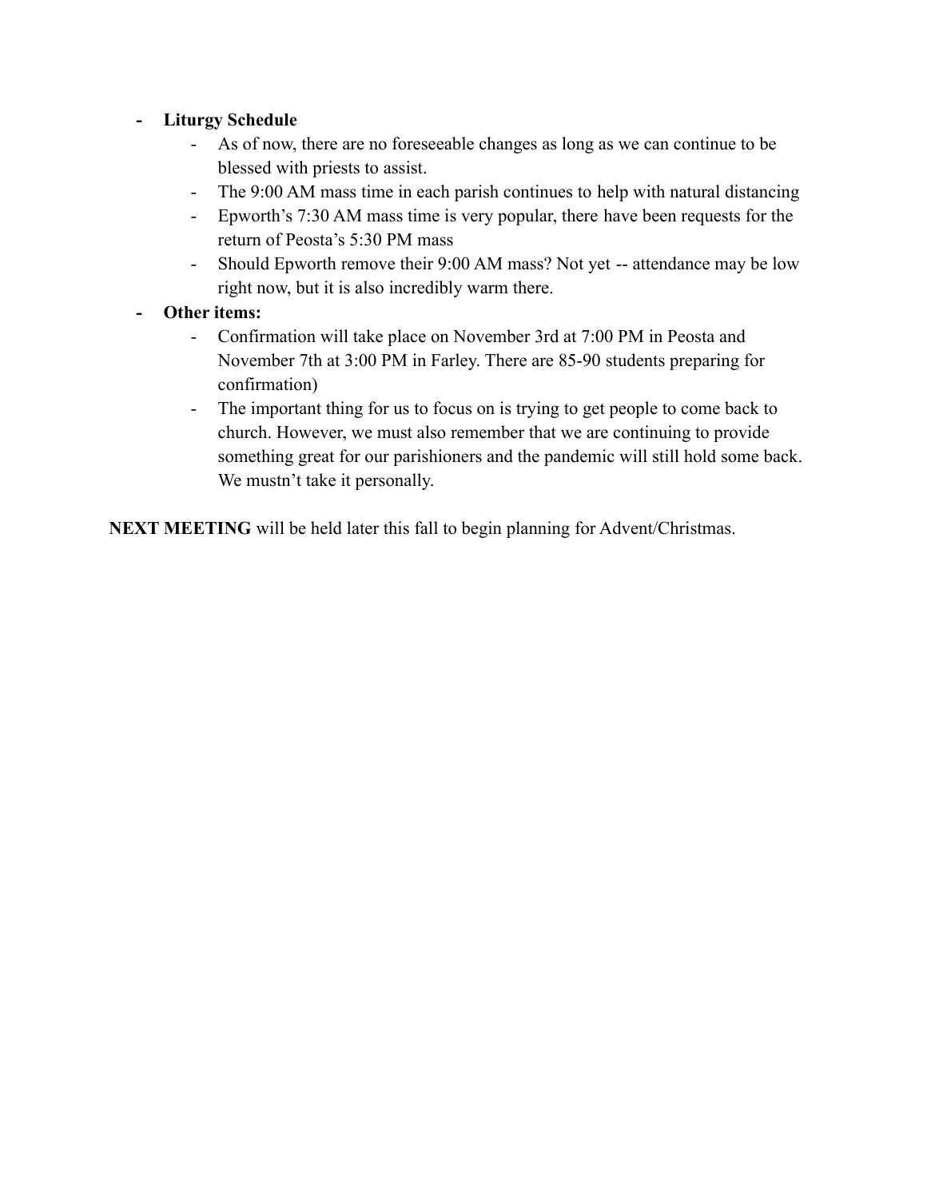- **Liturgy Schedule**
  - As of now, there are no foreseeable changes as long as we can continue to be blessed with priests to assist.
  - The 9:00 AM mass time in each parish continues to help with natural distancing
  - Epworth's 7:30 AM mass time is very popular, there have been requests for the return of Peosta's 5:30 PM mass
  - Should Epworth remove their 9:00 AM mass? Not yet -- attendance may be low right now, but it is also incredibly warm there.
- **Other items:**
  - Confirmation will take place on November 3rd at 7:00 PM in Peosta and November 7th at 3:00 PM in Farley. There are 85-90 students preparing for confirmation)
  - The important thing for us to focus on is trying to get people to come back to church. However, we must also remember that we are continuing to provide something great for our parishioners and the pandemic will still hold some back. We mustn't take it personally.

**NEXT MEETING** will be held later this fall to begin planning for Advent/Christmas.